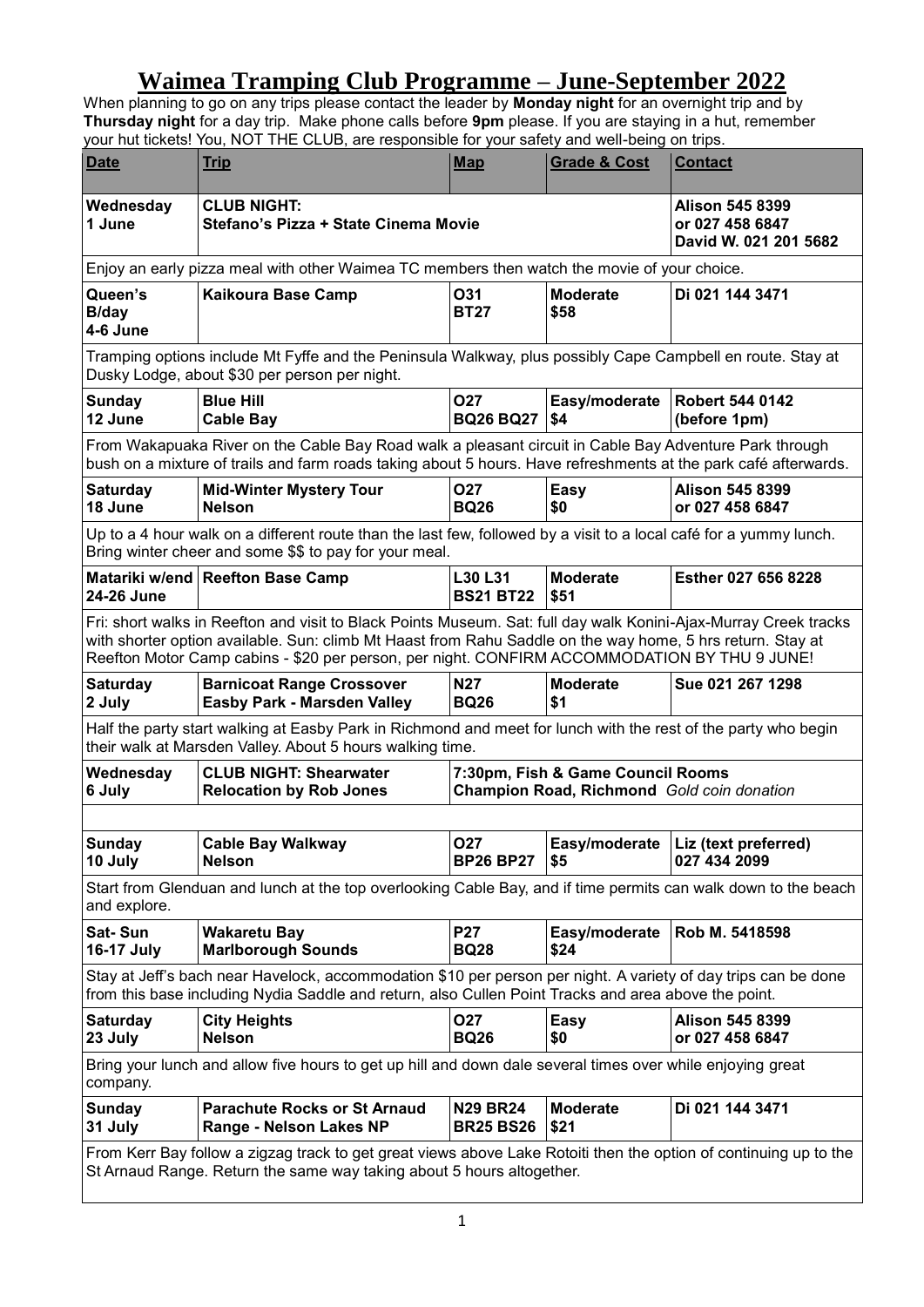# Waimea Tramping Club Programme – June-September 2022

When planning to go on any trips please contact the leader by **Monday night** for an overnight trip and by **Thursday night** for a day trip. Make phone calls before **9pm** please. If you are staying in a hut, remember your hut tickets! You, NOT THE CLUB, are responsible for your safety and well-being on trips.

| Date | Trip | Map | Grade & Cost | Contact |
|---|---|---|---|---|
| **Wednesday 1 June** | **CLUB NIGHT: Stefano's Pizza + State Cinema Movie** | | | **Alison 545 8399 or 027 458 6847 David W. 021 201 5682** |
| Enjoy an early pizza meal with other Waimea TC members then watch the movie of your choice. | | | | |
| **Queen's B/day 4-6 June** | **Kaikoura Base Camp** | **O31 BT27** | **Moderate $58** | **Di 021 144 3471** |
| Tramping options include Mt Fyffe and the Peninsula Walkway, plus possibly Cape Campbell en route. Stay at Dusky Lodge, about $30 per person per night. | | | | |
| **Sunday 12 June** | **Blue Hill Cable Bay** | **O27 BQ26 BQ27** | **Easy/moderate $4** | **Robert 544 0142 (before 1pm)** |
| From Wakapuaka River on the Cable Bay Road walk a pleasant circuit in Cable Bay Adventure Park through bush on a mixture of trails and farm roads taking about 5 hours. Have refreshments at the park café afterwards. | | | | |
| **Saturday 18 June** | **Mid-Winter Mystery Tour Nelson** | **O27 BQ26** | **Easy $0** | **Alison 545 8399 or 027 458 6847** |
| Up to a 4 hour walk on a different route than the last few, followed by a visit to a local café for a yummy lunch. Bring winter cheer and some $$ to pay for your meal. | | | | |
| **Matariki w/end 24-26 June** | **Reefton Base Camp** | **L30 L31 BS21 BT22** | **Moderate $51** | **Esther 027 656 8228** |
| Fri: short walks in Reefton and visit to Black Points Museum. Sat: full day walk Konini-Ajax-Murray Creek tracks with shorter option available. Sun: climb Mt Haast from Rahu Saddle on the way home, 5 hrs return. Stay at Reefton Motor Camp cabins - $20 per person, per night. CONFIRM ACCOMMODATION BY THU 9 JUNE! | | | | |
| **Saturday 2 July** | **Barnicoat Range Crossover Easby Park - Marsden Valley** | **N27 BQ26** | **Moderate $1** | **Sue 021 267 1298** |
| Half the party start walking at Easby Park in Richmond and meet for lunch with the rest of the party who begin their walk at Marsden Valley. About 5 hours walking time. | | | | |
| **Wednesday 6 July** | **CLUB NIGHT: Shearwater Relocation by Rob Jones** | **7:30pm, Fish & Game Council Rooms Champion Road, Richmond** *Gold coin donation* | | |
| | | | | |
| **Sunday 10 July** | **Cable Bay Walkway Nelson** | **O27 BP26 BP27** | **Easy/moderate $5** | **Liz (text preferred) 027 434 2099** |
| Start from Glenduan and lunch at the top overlooking Cable Bay, and if time permits can walk down to the beach and explore. | | | | |
| **Sat- Sun 16-17 July** | **Wakaretu Bay Marlborough Sounds** | **P27 BQ28** | **Easy/moderate $24** | **Rob M. 5418598** |
| Stay at Jeff's bach near Havelock, accommodation $10 per person per night. A variety of day trips can be done from this base including Nydia Saddle and return, also Cullen Point Tracks and area above the point. | | | | |
| **Saturday 23 July** | **City Heights Nelson** | **O27 BQ26** | **Easy $0** | **Alison 545 8399 or 027 458 6847** |
| Bring your lunch and allow five hours to get up hill and down dale several times over while enjoying great company. | | | | |
| **Sunday 31 July** | **Parachute Rocks or St Arnaud Range - Nelson Lakes NP** | **N29 BR24 BR25 BS26** | **Moderate $21** | **Di 021 144 3471** |
| From Kerr Bay follow a zigzag track to get great views above Lake Rotoiti then the option of continuing up to the St Arnaud Range. Return the same way taking about 5 hours altogether. | | | | |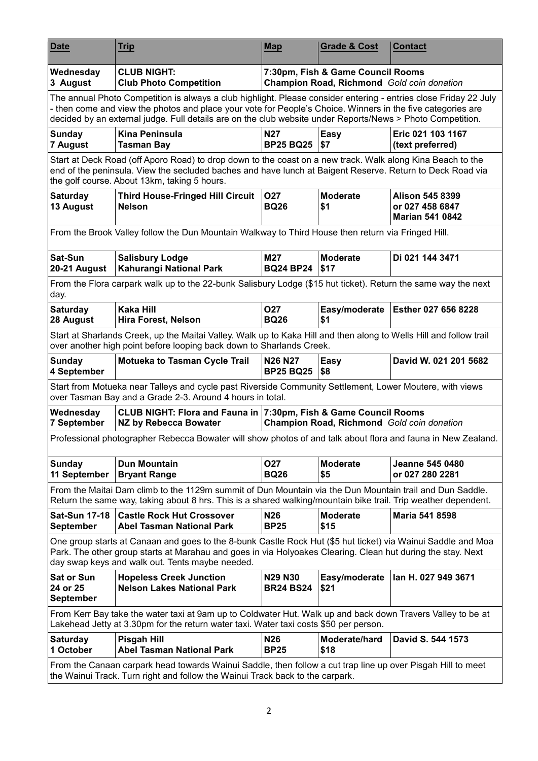| Date | Trip | Map | Grade & Cost | Contact |
| --- | --- | --- | --- | --- |
| **Wednesday 3 August** | **CLUB NIGHT: Club Photo Competition** | **7:30pm, Fish & Game Council Rooms Champion Road, Richmond** *Gold coin donation* | | |
| The annual Photo Competition is always a club highlight. Please consider entering - entries close Friday 22 July - then come and view the photos and place your vote for People's Choice. Winners in the five categories are decided by an external judge. Full details are on the club website under Reports/News > Photo Competition. | | | | |
| **Sunday 7 August** | **Kina Peninsula Tasman Bay** | **N27 BP25 BQ25** | **Easy $7** | **Eric 021 103 1167 (text preferred)** |
| Start at Deck Road (off Aporo Road) to drop down to the coast on a new track. Walk along Kina Beach to the end of the peninsula. View the secluded baches and have lunch at Baigent Reserve. Return to Deck Road via the golf course. About 13km, taking 5 hours. | | | | |
| **Saturday 13 August** | **Third House-Fringed Hill Circuit Nelson** | **O27 BQ26** | **Moderate $1** | **Alison 545 8399 or 027 458 6847 Marian 541 0842** |
| From the Brook Valley follow the Dun Mountain Walkway to Third House then return via Fringed Hill. | | | | |
| **Sat-Sun 20-21 August** | **Salisbury Lodge Kahurangi National Park** | **M27 BQ24 BP24** | **Moderate $17** | **Di 021 144 3471** |
| From the Flora carpark walk up to the 22-bunk Salisbury Lodge ($15 hut ticket). Return the same way the next day. | | | | |
| **Saturday 28 August** | **Kaka Hill Hira Forest, Nelson** | **O27 BQ26** | **Easy/moderate $1** | **Esther 027 656 8228** |
| Start at Sharlands Creek, up the Maitai Valley. Walk up to Kaka Hill and then along to Wells Hill and follow trail over another high point before looping back down to Sharlands Creek. | | | | |
| **Sunday 4 September** | **Motueka to Tasman Cycle Trail** | **N26 N27 BP25 BQ25** | **Easy $8** | **David W. 021 201 5682** |
| Start from Motueka near Talleys and cycle past Riverside Community Settlement, Lower Moutere, with views over Tasman Bay and a Grade 2-3. Around 4 hours in total. | | | | |
| **Wednesday 7 September** | **CLUB NIGHT: Flora and Fauna in NZ by Rebecca Bowater** | **7:30pm, Fish & Game Council Rooms Champion Road, Richmond** *Gold coin donation* | | |
| Professional photographer Rebecca Bowater will show photos of and talk about flora and fauna in New Zealand. | | | | |
| **Sunday 11 September** | **Dun Mountain Bryant Range** | **O27 BQ26** | **Moderate $5** | **Jeanne 545 0480 or 027 280 2281** |
| From the Maitai Dam climb to the 1129m summit of Dun Mountain via the Dun Mountain trail and Dun Saddle. Return the same way, taking about 8 hrs. This is a shared walking/mountain bike trail. Trip weather dependent. | | | | |
| **Sat-Sun 17-18 September** | **Castle Rock Hut Crossover Abel Tasman National Park** | **N26 BP25** | **Moderate $15** | **Maria 541 8598** |
| One group starts at Canaan and goes to the 8-bunk Castle Rock Hut ($5 hut ticket) via Wainui Saddle and Moa Park. The other group starts at Marahau and goes in via Holyoakes Clearing. Clean hut during the stay. Next day swap keys and walk out. Tents maybe needed. | | | | |
| **Sat or Sun 24 or 25 September** | **Hopeless Creek Junction Nelson Lakes National Park** | **N29 N30 BR24 BS24** | **Easy/moderate $21** | **Ian H. 027 949 3671** |
| From Kerr Bay take the water taxi at 9am up to Coldwater Hut. Walk up and back down Travers Valley to be at Lakehead Jetty at 3.30pm for the return water taxi. Water taxi costs $50 per person. | | | | |
| **Saturday 1 October** | **Pisgah Hill Abel Tasman National Park** | **N26 BP25** | **Moderate/hard $18** | **David S. 544 1573** |
| From the Canaan carpark head towards Wainui Saddle, then follow a cut trap line up over Pisgah Hill to meet the Wainui Track. Turn right and follow the Wainui Track back to the carpark. | | | | |